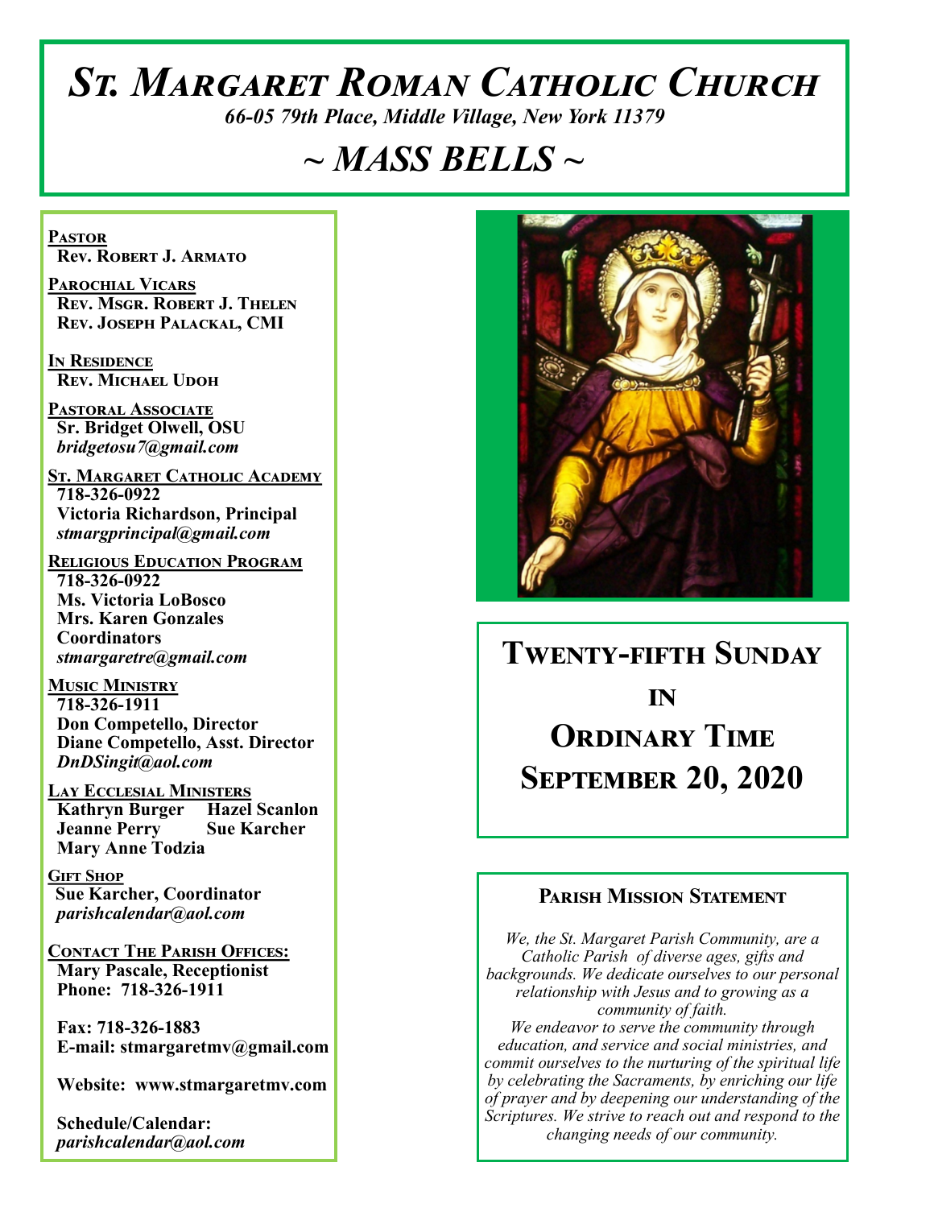# St. Margaret Roman Catholic Church

*66-05 79th Place, Middle Village, New York 11379*

# *~ MASS BELLS ~*

**Pastor**
**Rev. Robert J. Armato**

**Parochial Vicars**
**Rev. Msgr. Robert J. Thelen**
**Rev. Joseph Palackal, CMI**

**In Residence**
**Rev. Michael Udoh**

**Pastoral Associate**
**Sr. Bridget Olwell, OSU**
*bridgetosu7@gmail.com*

**St. Margaret Catholic Academy**
**718-326-0922**
**Victoria Richardson, Principal**
*stmargprincipal@gmail.com*

**Religious Education Program**
**718-326-0922**
**Ms. Victoria LoBosco**
**Mrs. Karen Gonzales**
**Coordinators**
*stmargaretre@gmail.com*

**Music Ministry**
**718-326-1911**
**Don Competello, Director**
**Diane Competello, Asst. Director**
*DnDSingit@aol.com*

**Lay Ecclesial Ministers**
**Kathryn Burger**
**Hazel Scanlon**
**Jeanne Perry**
**Sue Karcher**
**Mary Anne Todzia**

**Gift Shop**
**Sue Karcher, Coordinator**
*parishcalendar@aol.com*

**Contact The Parish Offices:**
**Mary Pascale, Receptionist**
**Phone: 718-326-1911**

**Fax: 718-326-1883**
**E-mail: stmargaretmv@gmail.com**

**Website: www.stmargaretmv.com**

**Schedule/Calendar:**
*parishcalendar@aol.com*

## Twenty-fifth Sunday in Ordinary Time
## September 20, 2020

### Parish Mission Statement

*We, the St. Margaret Parish Community, are a Catholic Parish of diverse ages, gifts and backgrounds. We dedicate ourselves to our personal relationship with Jesus and to growing as a community of faith.*
*We endeavor to serve the community through education, and service and social ministries, and commit ourselves to the nurturing of the spiritual life by celebrating the Sacraments, by enriching our life of prayer and by deepening our understanding of the Scriptures. We strive to reach out and respond to the changing needs of our community.*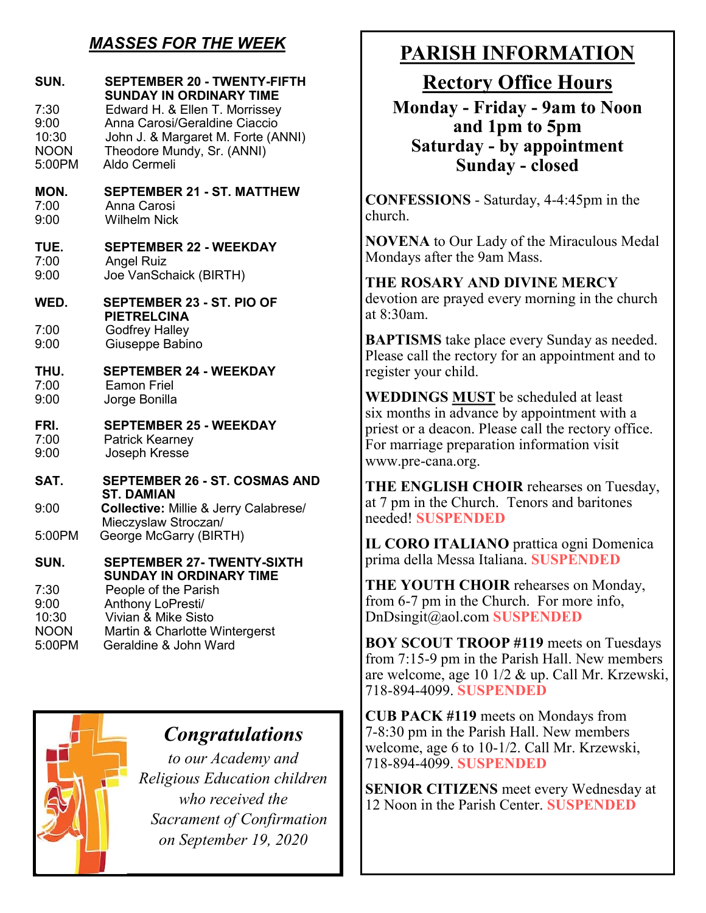## *MASSES FOR THE WEEK*

**SUN. SEPTEMBER 20 - TWENTY-FIFTH SUNDAY IN ORDINARY TIME**

| | |
|---|---|
| 7:30 | Edward H. & Ellen T. Morrissey |
| 9:00 | Anna Carosi/Geraldine Ciaccio |
| 10:30 | John J. & Margaret M. Forte (ANNI) |
| NOON | Theodore Mundy, Sr. (ANNI) |
| 5:00PM | Aldo Cermeli |

**MON. SEPTEMBER 21 - ST. MATTHEW**

| | |
|---|---|
| 7:00 | Anna Carosi |
| 9:00 | Wilhelm Nick |

**TUE. SEPTEMBER 22 - WEEKDAY**

| | |
|---|---|
| 7:00 | Angel Ruiz |
| 9:00 | Joe VanSchaick (BIRTH) |

**WED. SEPTEMBER 23 - ST. PIO OF PIETRELCINA**

| | |
|---|---|
| 7:00 | Godfrey Halley |
| 9:00 | Giuseppe Babino |

**THU. SEPTEMBER 24 - WEEKDAY**

| | |
|---|---|
| 7:00 | Eamon Friel |
| 9:00 | Jorge Bonilla |

**FRI. SEPTEMBER 25 - WEEKDAY**

| | |
|---|---|
| 7:00 | Patrick Kearney |
| 9:00 | Joseph Kresse |

**SAT. SEPTEMBER 26 - ST. COSMAS AND ST. DAMIAN**

| | |
|---|---|
| 9:00 | **Collective:** Millie & Jerry Calabrese/ Mieczyslaw Stroczan/ |
| 5:00PM | George McGarry (BIRTH) |

**SUN. SEPTEMBER 27- TWENTY-SIXTH SUNDAY IN ORDINARY TIME**

| | |
|---|---|
| 7:30 | People of the Parish |
| 9:00 | Anthony LoPresti/ |
| 10:30 | Vivian & Mike Sisto |
| NOON | Martin & Charlotte Wintergerst |
| 5:00PM | Geraldine & John Ward |

*Congratulations*

*to our Academy and Religious Education children who received the Sacrament of Confirmation on September 19, 2020*

# PARISH INFORMATION

## Rectory Office Hours

**Monday - Friday - 9am to Noon and 1pm to 5pm**
**Saturday - by appointment**
**Sunday - closed**

**CONFESSIONS** - Saturday, 4-4:45pm in the church.

**NOVENA** to Our Lady of the Miraculous Medal Mondays after the 9am Mass.

**THE ROSARY AND DIVINE MERCY** devotion are prayed every morning in the church at 8:30am.

**BAPTISMS** take place every Sunday as needed. Please call the rectory for an appointment and to register your child.

**WEDDINGS MUST** be scheduled at least six months in advance by appointment with a priest or a deacon. Please call the rectory office. For marriage preparation information visit www.pre-cana.org.

**THE ENGLISH CHOIR** rehearses on Tuesday, at 7 pm in the Church. Tenors and baritones needed! **SUSPENDED**

**IL CORO ITALIANO** prattica ogni Domenica prima della Messa Italiana. **SUSPENDED**

**THE YOUTH CHOIR** rehearses on Monday, from 6-7 pm in the Church. For more info, DnDsingit@aol.com **SUSPENDED**

**BOY SCOUT TROOP #119** meets on Tuesdays from 7:15-9 pm in the Parish Hall. New members are welcome, age 10 1/2 & up. Call Mr. Krzewski, 718-894-4099. **SUSPENDED**

**CUB PACK #119** meets on Mondays from 7-8:30 pm in the Parish Hall. New members welcome, age 6 to 10-1/2. Call Mr. Krzewski, 718-894-4099. **SUSPENDED**

**SENIOR CITIZENS** meet every Wednesday at 12 Noon in the Parish Center. **SUSPENDED**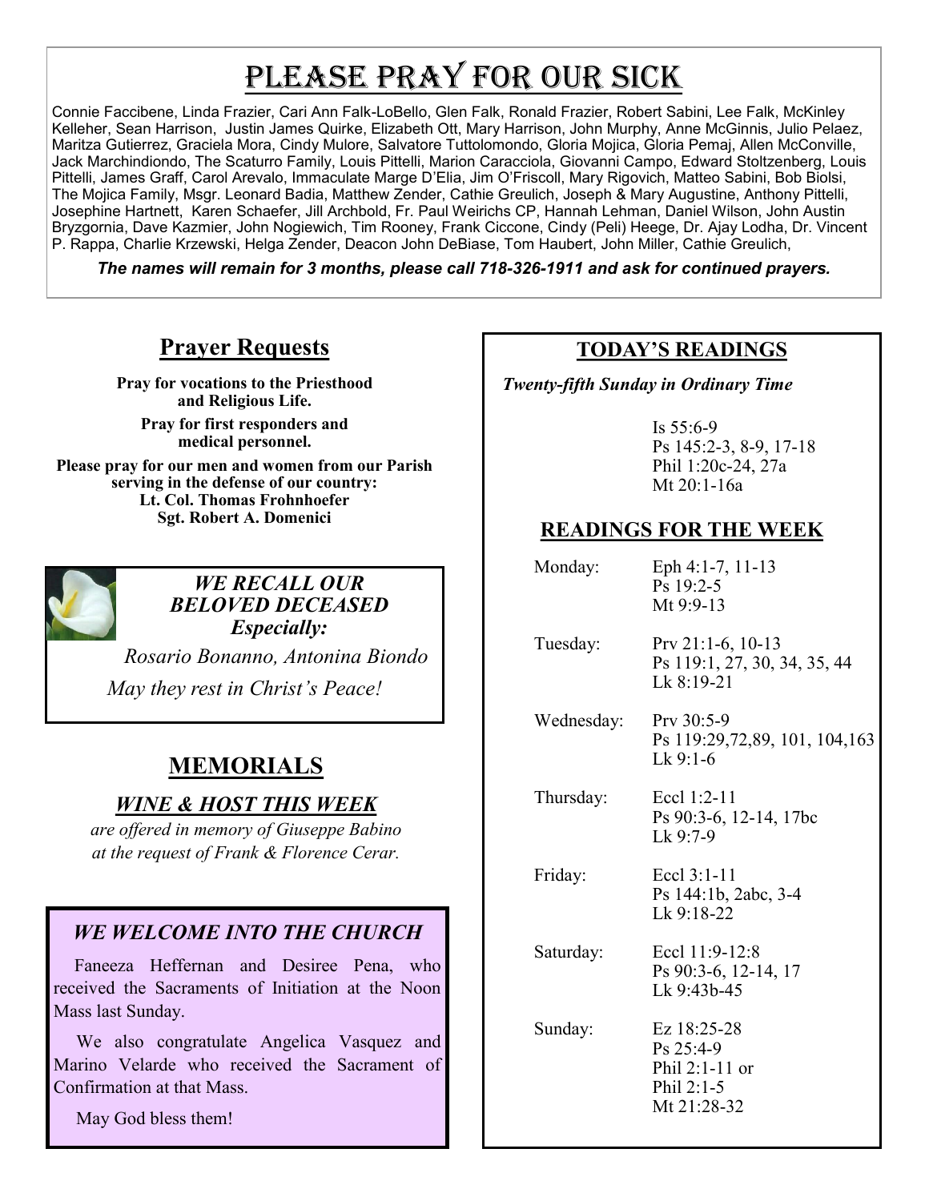# Please Pray for Our Sick

Connie Faccibene, Linda Frazier, Cari Ann Falk-LoBello, Glen Falk, Ronald Frazier, Robert Sabini, Lee Falk, McKinley Kelleher, Sean Harrison, Justin James Quirke, Elizabeth Ott, Mary Harrison, John Murphy, Anne McGinnis, Julio Pelaez, Maritza Gutierrez, Graciela Mora, Cindy Mulore, Salvatore Tuttolomondo, Gloria Mojica, Gloria Pemaj, Allen McConville, Jack Marchindiondo, The Scaturro Family, Louis Pittelli, Marion Caracciola, Giovanni Campo, Edward Stoltzenberg, Louis Pittelli, James Graff, Carol Arevalo, Immaculate Marge D'Elia, Jim O'Friscoll, Mary Rigovich, Matteo Sabini, Bob Biolsi, The Mojica Family, Msgr. Leonard Badia, Matthew Zender, Cathie Greulich, Joseph & Mary Augustine, Anthony Pittelli, Josephine Hartnett, Karen Schaefer, Jill Archbold, Fr. Paul Weirichs CP, Hannah Lehman, Daniel Wilson, John Austin Bryzgornia, Dave Kazmier, John Nogiewich, Tim Rooney, Frank Ciccone, Cindy (Peli) Heege, Dr. Ajay Lodha, Dr. Vincent P. Rappa, Charlie Krzewski, Helga Zender, Deacon John DeBiase, Tom Haubert, John Miller, Cathie Greulich,

***The names will remain for 3 months, please call 718-326-1911 and ask for continued prayers.***

## Prayer Requests

**Pray for vocations to the Priesthood and Religious Life.**

**Pray for first responders and medical personnel.**

**Please pray for our men and women from our Parish serving in the defense of our country:**
**Lt. Col. Thomas Frohnhoefer**
**Sgt. Robert A. Domenici**

***WE RECALL OUR BELOVED DECEASED Especially:***

*Rosario Bonanno, Antonina Biondo*

*May they rest in Christ's Peace!*

## MEMORIALS

### *WINE & HOST THIS WEEK*

*are offered in memory of Giuseppe Babino at the request of Frank & Florence Cerar.*

### *WE WELCOME INTO THE CHURCH*

Faneeza Heffernan and Desiree Pena, who received the Sacraments of Initiation at the Noon Mass last Sunday.

We also congratulate Angelica Vasquez and Marino Velarde who received the Sacrament of Confirmation at that Mass.

May God bless them!

## TODAY'S READINGS

*Twenty-fifth Sunday in Ordinary Time*

Is 55:6-9
Ps 145:2-3, 8-9, 17-18
Phil 1:20c-24, 27a
Mt 20:1-16a

## READINGS FOR THE WEEK

| Day | Readings |
|---|---|
| Monday: | Eph 4:1-7, 11-13<br>Ps 19:2-5<br>Mt 9:9-13 |
| Tuesday: | Prv 21:1-6, 10-13<br>Ps 119:1, 27, 30, 34, 35, 44<br>Lk 8:19-21 |
| Wednesday: | Prv 30:5-9<br>Ps 119:29,72,89, 101, 104,163<br>Lk 9:1-6 |
| Thursday: | Eccl 1:2-11<br>Ps 90:3-6, 12-14, 17bc<br>Lk 9:7-9 |
| Friday: | Eccl 3:1-11<br>Ps 144:1b, 2abc, 3-4<br>Lk 9:18-22 |
| Saturday: | Eccl 11:9-12:8<br>Ps 90:3-6, 12-14, 17<br>Lk 9:43b-45 |
| Sunday: | Ez 18:25-28<br>Ps 25:4-9<br>Phil 2:1-11 or<br>Phil 2:1-5<br>Mt 21:28-32 |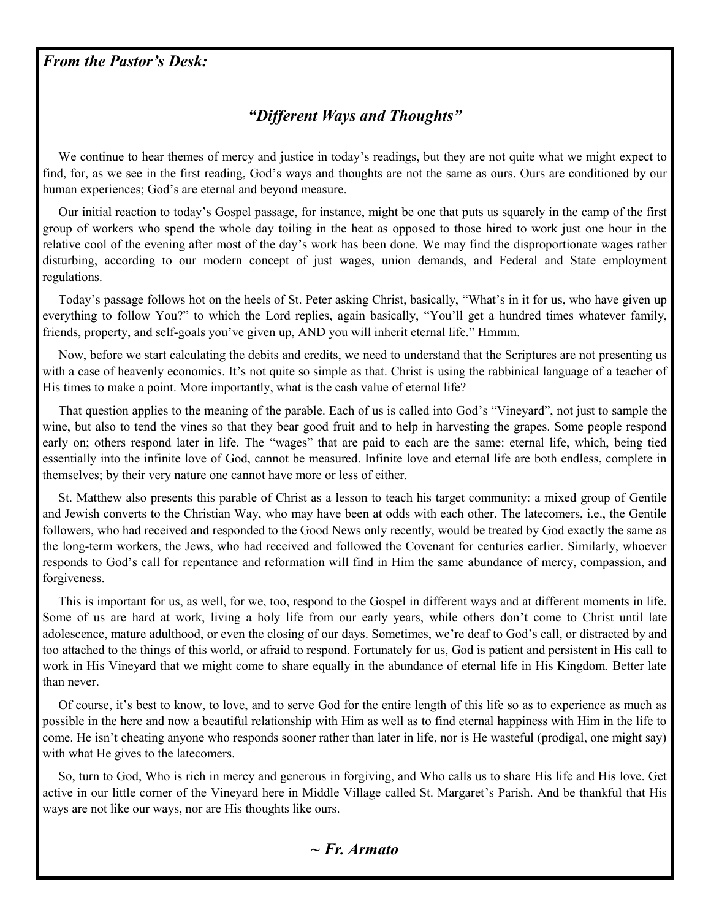***From the Pastor's Desk:***

## *"Different Ways and Thoughts"*

We continue to hear themes of mercy and justice in today's readings, but they are not quite what we might expect to find, for, as we see in the first reading, God's ways and thoughts are not the same as ours. Ours are conditioned by our human experiences; God's are eternal and beyond measure.

Our initial reaction to today's Gospel passage, for instance, might be one that puts us squarely in the camp of the first group of workers who spend the whole day toiling in the heat as opposed to those hired to work just one hour in the relative cool of the evening after most of the day's work has been done. We may find the disproportionate wages rather disturbing, according to our modern concept of just wages, union demands, and Federal and State employment regulations.

Today's passage follows hot on the heels of St. Peter asking Christ, basically, "What's in it for us, who have given up everything to follow You?" to which the Lord replies, again basically, "You'll get a hundred times whatever family, friends, property, and self-goals you've given up, AND you will inherit eternal life." Hmmm.

Now, before we start calculating the debits and credits, we need to understand that the Scriptures are not presenting us with a case of heavenly economics. It's not quite so simple as that. Christ is using the rabbinical language of a teacher of His times to make a point. More importantly, what is the cash value of eternal life?

That question applies to the meaning of the parable. Each of us is called into God's "Vineyard", not just to sample the wine, but also to tend the vines so that they bear good fruit and to help in harvesting the grapes. Some people respond early on; others respond later in life. The "wages" that are paid to each are the same: eternal life, which, being tied essentially into the infinite love of God, cannot be measured. Infinite love and eternal life are both endless, complete in themselves; by their very nature one cannot have more or less of either.

St. Matthew also presents this parable of Christ as a lesson to teach his target community: a mixed group of Gentile and Jewish converts to the Christian Way, who may have been at odds with each other. The latecomers, i.e., the Gentile followers, who had received and responded to the Good News only recently, would be treated by God exactly the same as the long-term workers, the Jews, who had received and followed the Covenant for centuries earlier. Similarly, whoever responds to God's call for repentance and reformation will find in Him the same abundance of mercy, compassion, and forgiveness.

This is important for us, as well, for we, too, respond to the Gospel in different ways and at different moments in life. Some of us are hard at work, living a holy life from our early years, while others don't come to Christ until late adolescence, mature adulthood, or even the closing of our days. Sometimes, we're deaf to God's call, or distracted by and too attached to the things of this world, or afraid to respond. Fortunately for us, God is patient and persistent in His call to work in His Vineyard that we might come to share equally in the abundance of eternal life in His Kingdom. Better late than never.

Of course, it's best to know, to love, and to serve God for the entire length of this life so as to experience as much as possible in the here and now a beautiful relationship with Him as well as to find eternal happiness with Him in the life to come. He isn't cheating anyone who responds sooner rather than later in life, nor is He wasteful (prodigal, one might say) with what He gives to the latecomers.

So, turn to God, Who is rich in mercy and generous in forgiving, and Who calls us to share His life and His love. Get active in our little corner of the Vineyard here in Middle Village called St. Margaret's Parish. And be thankful that His ways are not like our ways, nor are His thoughts like ours.

***~ Fr. Armato***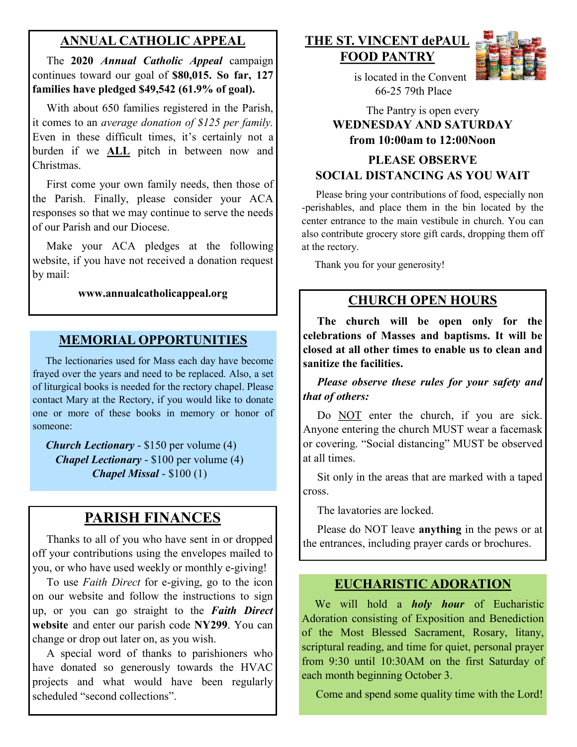## ANNUAL CATHOLIC APPEAL

The **2020** ***Annual Catholic Appeal*** campaign continues toward our goal of **$80,015. So far, 127 families have pledged $49,542 (61.9% of goal).**

With about 650 families registered in the Parish, it comes to an *average donation of $125 per family.* Even in these difficult times, it's certainly not a burden if we **ALL** pitch in between now and Christmas.

First come your own family needs, then those of the Parish. Finally, please consider your ACA responses so that we may continue to serve the needs of our Parish and our Diocese.

Make your ACA pledges at the following website, if you have not received a donation request by mail:

**www.annualcatholicappeal.org**

## MEMORIAL OPPORTUNITIES

The lectionaries used for Mass each day have become frayed over the years and need to be replaced. Also, a set of liturgical books is needed for the rectory chapel. Please contact Mary at the Rectory, if you would like to donate one or more of these books in memory or honor of someone:

***Church Lectionary*** - $150 per volume (4)
***Chapel Lectionary*** - $100 per volume (4)
***Chapel Missal*** - $100 (1)

## PARISH FINANCES

Thanks to all of you who have sent in or dropped off your contributions using the envelopes mailed to you, or who have used weekly or monthly e-giving!

To use *Faith Direct* for e-giving, go to the icon on our website and follow the instructions to sign up, or you can go straight to the ***Faith Direct*** **website** and enter our parish code **NY299**. You can change or drop out later on, as you wish.

A special word of thanks to parishioners who have donated so generously towards the HVAC projects and what would have been regularly scheduled "second collections".

## THE ST. VINCENT dePAUL FOOD PANTRY

is located in the Convent
66-25 79th Place

The Pantry is open every
**WEDNESDAY AND SATURDAY from 10:00am to 12:00Noon**

**PLEASE OBSERVE SOCIAL DISTANCING AS YOU WAIT**

Please bring your contributions of food, especially non-perishables, and place them in the bin located by the center entrance to the main vestibule in church. You can also contribute grocery store gift cards, dropping them off at the rectory.

Thank you for your generosity!

## CHURCH OPEN HOURS

**The church will be open only for the celebrations of Masses and baptisms. It will be closed at all other times to enable us to clean and sanitize the facilities.**

***Please observe these rules for your safety and that of others:***

Do NOT enter the church, if you are sick. Anyone entering the church MUST wear a facemask or covering. "Social distancing" MUST be observed at all times.

Sit only in the areas that are marked with a taped cross.

The lavatories are locked.

Please do NOT leave **anything** in the pews or at the entrances, including prayer cards or brochures.

## EUCHARISTIC ADORATION

We will hold a ***holy hour*** of Eucharistic Adoration consisting of Exposition and Benediction of the Most Blessed Sacrament, Rosary, litany, scriptural reading, and time for quiet, personal prayer from 9:30 until 10:30AM on the first Saturday of each month beginning October 3.

Come and spend some quality time with the Lord!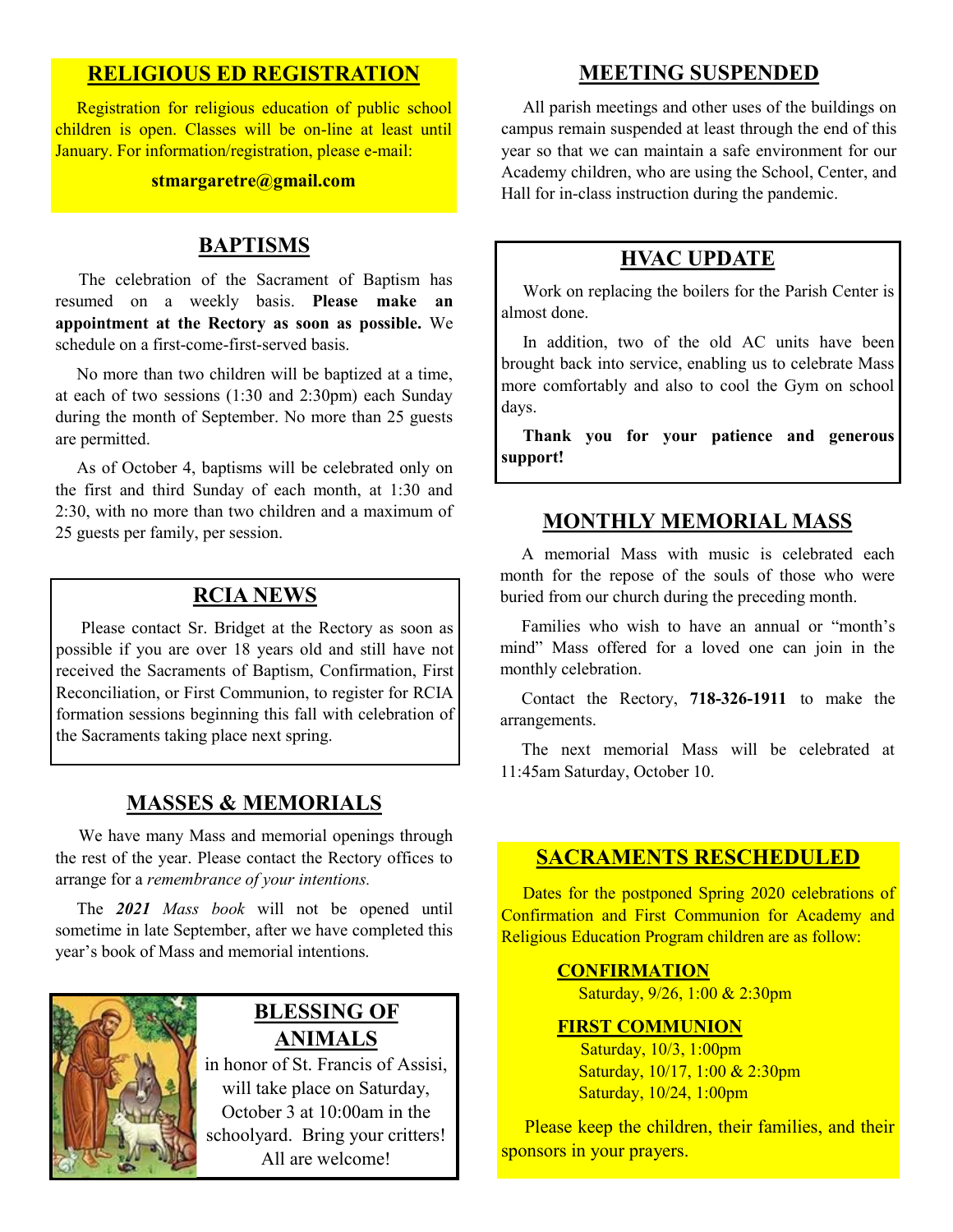## RELIGIOUS ED REGISTRATION

Registration for religious education of public school children is open. Classes will be on-line at least until January. For information/registration, please e-mail:

**stmargaretre@gmail.com**

## BAPTISMS

The celebration of the Sacrament of Baptism has resumed on a weekly basis. **Please make an appointment at the Rectory as soon as possible.** We schedule on a first-come-first-served basis.

No more than two children will be baptized at a time, at each of two sessions (1:30 and 2:30pm) each Sunday during the month of September. No more than 25 guests are permitted.

As of October 4, baptisms will be celebrated only on the first and third Sunday of each month, at 1:30 and 2:30, with no more than two children and a maximum of 25 guests per family, per session.

## RCIA NEWS

Please contact Sr. Bridget at the Rectory as soon as possible if you are over 18 years old and still have not received the Sacraments of Baptism, Confirmation, First Reconciliation, or First Communion, to register for RCIA formation sessions beginning this fall with celebration of the Sacraments taking place next spring.

## MASSES & MEMORIALS

We have many Mass and memorial openings through the rest of the year. Please contact the Rectory offices to arrange for a *remembrance of your intentions.*

The ***2021*** *Mass book* will not be opened until sometime in late September, after we have completed this year's book of Mass and memorial intentions.

## BLESSING OF ANIMALS

in honor of St. Francis of Assisi, will take place on Saturday, October 3 at 10:00am in the schoolyard. Bring your critters! All are welcome!

## MEETING SUSPENDED

All parish meetings and other uses of the buildings on campus remain suspended at least through the end of this year so that we can maintain a safe environment for our Academy children, who are using the School, Center, and Hall for in-class instruction during the pandemic.

## HVAC UPDATE

Work on replacing the boilers for the Parish Center is almost done.

In addition, two of the old AC units have been brought back into service, enabling us to celebrate Mass more comfortably and also to cool the Gym on school days.

**Thank you for your patience and generous support!**

## MONTHLY MEMORIAL MASS

A memorial Mass with music is celebrated each month for the repose of the souls of those who were buried from our church during the preceding month.

Families who wish to have an annual or "month's mind" Mass offered for a loved one can join in the monthly celebration.

Contact the Rectory, **718-326-1911** to make the arrangements.

The next memorial Mass will be celebrated at 11:45am Saturday, October 10.

## SACRAMENTS RESCHEDULED

Dates for the postponed Spring 2020 celebrations of Confirmation and First Communion for Academy and Religious Education Program children are as follow:

**CONFIRMATION**

Saturday, 9/26, 1:00 & 2:30pm

**FIRST COMMUNION**

Saturday, 10/3, 1:00pm
Saturday, 10/17, 1:00 & 2:30pm
Saturday, 10/24, 1:00pm

Please keep the children, their families, and their sponsors in your prayers.